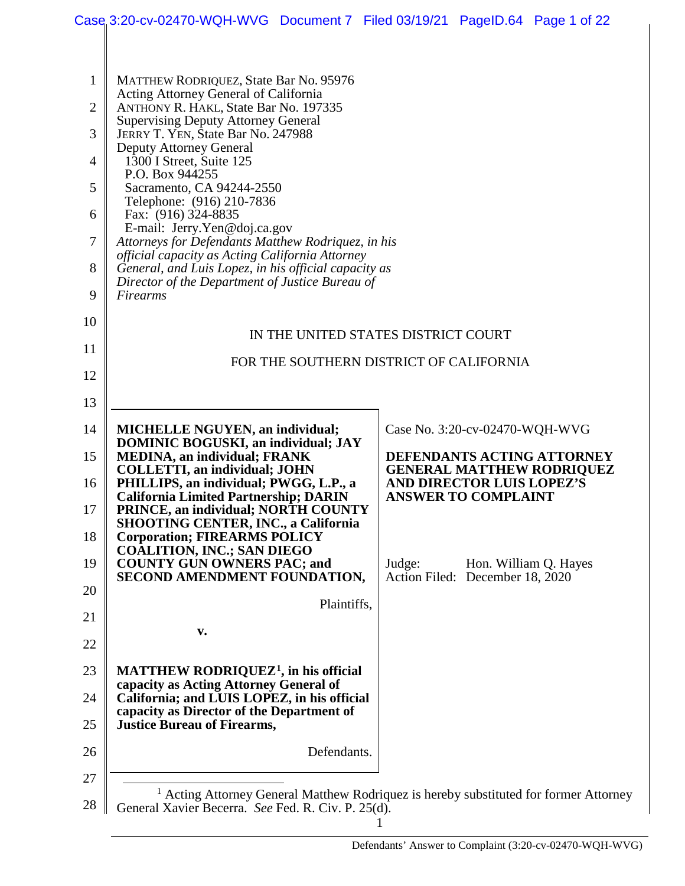MATTHEW RODRIQUEZ, State Bar No. 95976
Acting Attorney General of California
ANTHONY R. HAKL, State Bar No. 197335
Supervising Deputy Attorney General
JERRY T. YEN, State Bar No. 247988
Deputy Attorney General
1300 I Street, Suite 125
P.O. Box 944255
Sacramento, CA 94244-2550
Telephone: (916) 210-7836
Fax: (916) 324-8835
E-mail: Jerry.Yen@doj.ca.gov
*Attorneys for Defendants Matthew Rodriquez, in his official capacity as Acting California Attorney General, and Luis Lopez, in his official capacity as Director of the Department of Justice Bureau of Firearms*

IN THE UNITED STATES DISTRICT COURT

FOR THE SOUTHERN DISTRICT OF CALIFORNIA

**MICHELLE NGUYEN, an individual; DOMINIC BOGUSKI, an individual; JAY MEDINA, an individual; FRANK COLLETTI, an individual; JOHN PHILLIPS, an individual; PWGG, L.P., a California Limited Partnership; DARIN PRINCE, an individual; NORTH COUNTY SHOOTING CENTER, INC., a California Corporation; FIREARMS POLICY COALITION, INC.; SAN DIEGO COUNTY GUN OWNERS PAC; and SECOND AMENDMENT FOUNDATION,**

Plaintiffs,

**v.**

**MATTHEW RODRIQUEZ[1], in his official capacity as Acting Attorney General of California; and LUIS LOPEZ, in his official capacity as Director of the Department of Justice Bureau of Firearms,**

Defendants.

Case No. 3:20-cv-02470-WQH-WVG

**DEFENDANTS ACTING ATTORNEY GENERAL MATTHEW RODRIQUEZ AND DIRECTOR LUIS LOPEZ'S ANSWER TO COMPLAINT**

Judge: Hon. William Q. Hayes
Action Filed: December 18, 2020

---

[1] Acting Attorney General Matthew Rodriquez is hereby substituted for former Attorney General Xavier Becerra. *See* Fed. R. Civ. P. 25(d).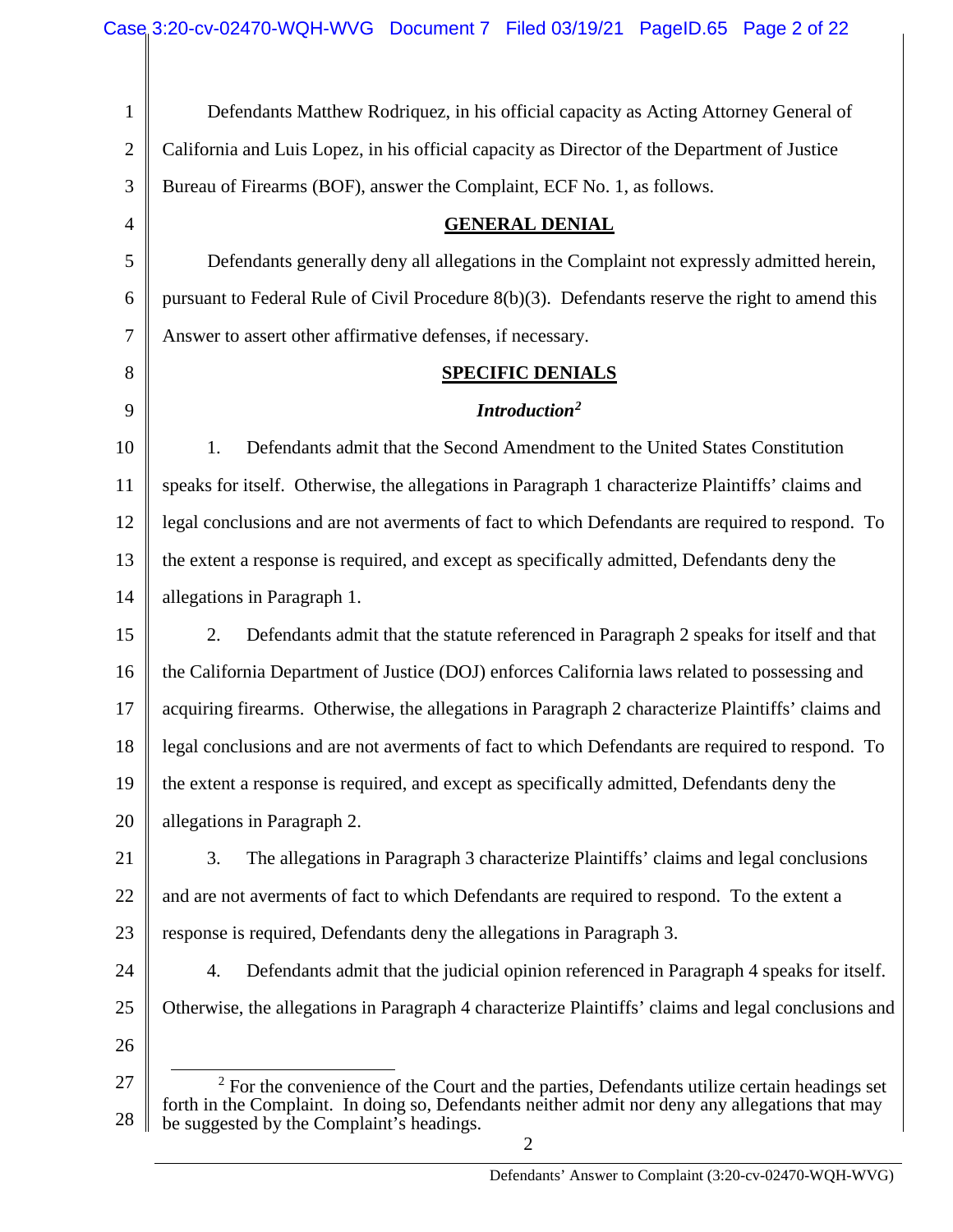Defendants Matthew Rodriquez, in his official capacity as Acting Attorney General of California and Luis Lopez, in his official capacity as Director of the Department of Justice Bureau of Firearms (BOF), answer the Complaint, ECF No. 1, as follows.

## GENERAL DENIAL

Defendants generally deny all allegations in the Complaint not expressly admitted herein, pursuant to Federal Rule of Civil Procedure 8(b)(3). Defendants reserve the right to amend this Answer to assert other affirmative defenses, if necessary.

## SPECIFIC DENIALS

### *Introduction*[2]

1. Defendants admit that the Second Amendment to the United States Constitution speaks for itself. Otherwise, the allegations in Paragraph 1 characterize Plaintiffs' claims and legal conclusions and are not averments of fact to which Defendants are required to respond. To the extent a response is required, and except as specifically admitted, Defendants deny the allegations in Paragraph 1.

2. Defendants admit that the statute referenced in Paragraph 2 speaks for itself and that the California Department of Justice (DOJ) enforces California laws related to possessing and acquiring firearms. Otherwise, the allegations in Paragraph 2 characterize Plaintiffs' claims and legal conclusions and are not averments of fact to which Defendants are required to respond. To the extent a response is required, and except as specifically admitted, Defendants deny the allegations in Paragraph 2.

3. The allegations in Paragraph 3 characterize Plaintiffs' claims and legal conclusions and are not averments of fact to which Defendants are required to respond. To the extent a response is required, Defendants deny the allegations in Paragraph 3.

4. Defendants admit that the judicial opinion referenced in Paragraph 4 speaks for itself. Otherwise, the allegations in Paragraph 4 characterize Plaintiffs' claims and legal conclusions and

---

[2] For the convenience of the Court and the parties, Defendants utilize certain headings set forth in the Complaint. In doing so, Defendants neither admit nor deny any allegations that may be suggested by the Complaint's headings.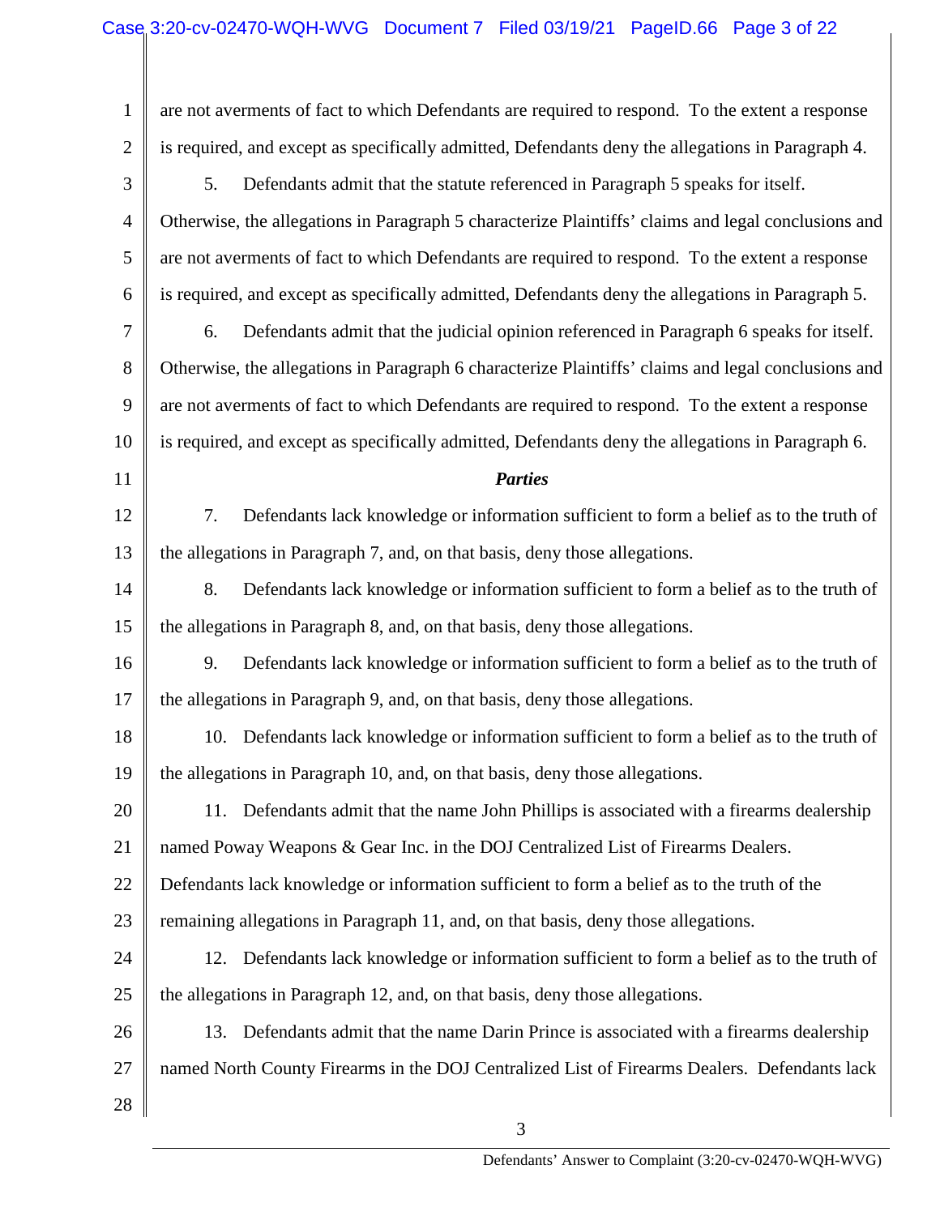are not averments of fact to which Defendants are required to respond. To the extent a response is required, and except as specifically admitted, Defendants deny the allegations in Paragraph 4.

5. Defendants admit that the statute referenced in Paragraph 5 speaks for itself. Otherwise, the allegations in Paragraph 5 characterize Plaintiffs' claims and legal conclusions and are not averments of fact to which Defendants are required to respond. To the extent a response is required, and except as specifically admitted, Defendants deny the allegations in Paragraph 5.

6. Defendants admit that the judicial opinion referenced in Paragraph 6 speaks for itself. Otherwise, the allegations in Paragraph 6 characterize Plaintiffs' claims and legal conclusions and are not averments of fact to which Defendants are required to respond. To the extent a response is required, and except as specifically admitted, Defendants deny the allegations in Paragraph 6.

***Parties***

7. Defendants lack knowledge or information sufficient to form a belief as to the truth of the allegations in Paragraph 7, and, on that basis, deny those allegations.

8. Defendants lack knowledge or information sufficient to form a belief as to the truth of the allegations in Paragraph 8, and, on that basis, deny those allegations.

9. Defendants lack knowledge or information sufficient to form a belief as to the truth of the allegations in Paragraph 9, and, on that basis, deny those allegations.

10. Defendants lack knowledge or information sufficient to form a belief as to the truth of the allegations in Paragraph 10, and, on that basis, deny those allegations.

11. Defendants admit that the name John Phillips is associated with a firearms dealership named Poway Weapons & Gear Inc. in the DOJ Centralized List of Firearms Dealers. Defendants lack knowledge or information sufficient to form a belief as to the truth of the remaining allegations in Paragraph 11, and, on that basis, deny those allegations.

12. Defendants lack knowledge or information sufficient to form a belief as to the truth of the allegations in Paragraph 12, and, on that basis, deny those allegations.

13. Defendants admit that the name Darin Prince is associated with a firearms dealership named North County Firearms in the DOJ Centralized List of Firearms Dealers. Defendants lack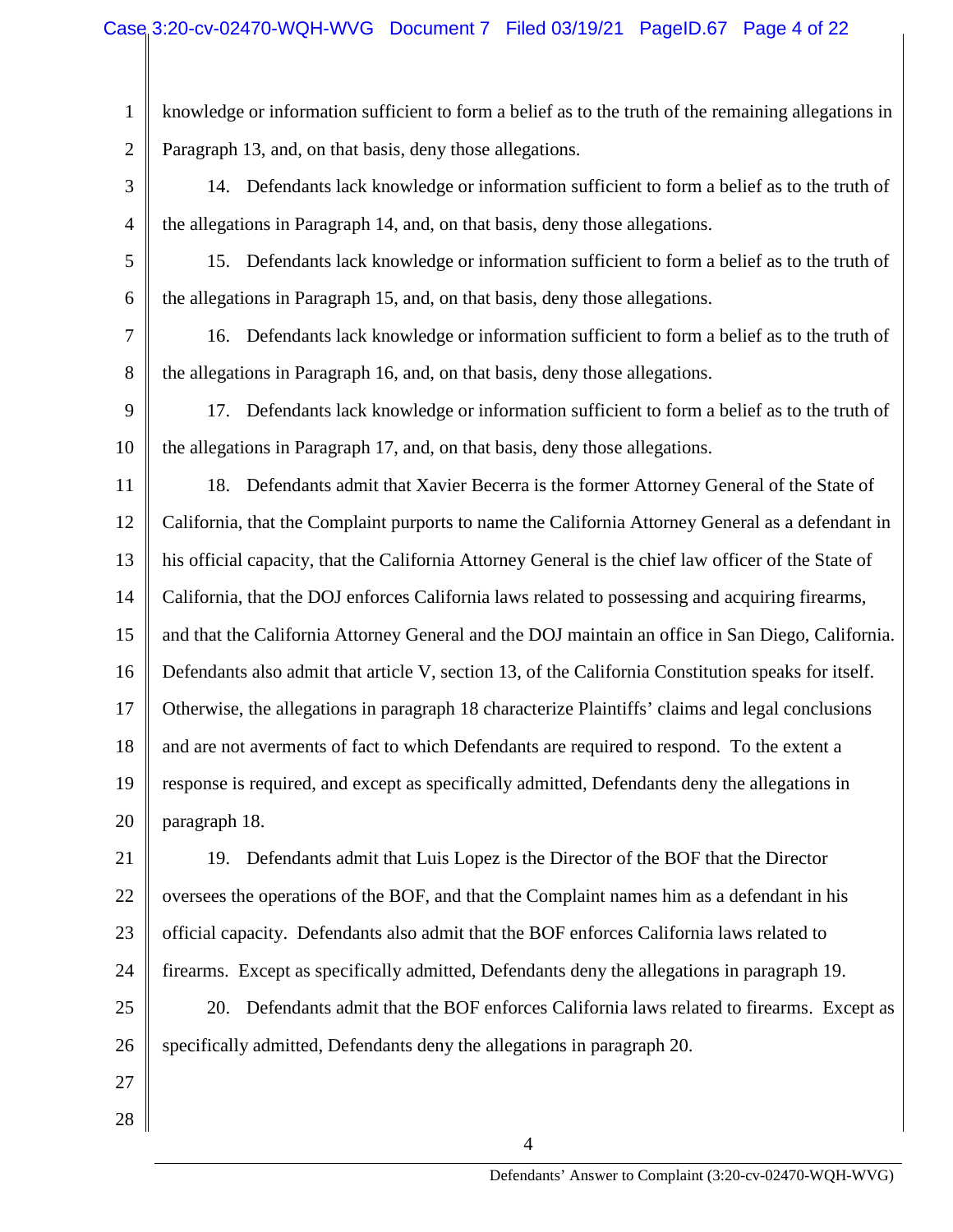knowledge or information sufficient to form a belief as to the truth of the remaining allegations in Paragraph 13, and, on that basis, deny those allegations.

14. Defendants lack knowledge or information sufficient to form a belief as to the truth of the allegations in Paragraph 14, and, on that basis, deny those allegations.

15. Defendants lack knowledge or information sufficient to form a belief as to the truth of the allegations in Paragraph 15, and, on that basis, deny those allegations.

16. Defendants lack knowledge or information sufficient to form a belief as to the truth of the allegations in Paragraph 16, and, on that basis, deny those allegations.

17. Defendants lack knowledge or information sufficient to form a belief as to the truth of the allegations in Paragraph 17, and, on that basis, deny those allegations.

18. Defendants admit that Xavier Becerra is the former Attorney General of the State of California, that the Complaint purports to name the California Attorney General as a defendant in his official capacity, that the California Attorney General is the chief law officer of the State of California, that the DOJ enforces California laws related to possessing and acquiring firearms, and that the California Attorney General and the DOJ maintain an office in San Diego, California. Defendants also admit that article V, section 13, of the California Constitution speaks for itself. Otherwise, the allegations in paragraph 18 characterize Plaintiffs' claims and legal conclusions and are not averments of fact to which Defendants are required to respond. To the extent a response is required, and except as specifically admitted, Defendants deny the allegations in paragraph 18.

19. Defendants admit that Luis Lopez is the Director of the BOF that the Director oversees the operations of the BOF, and that the Complaint names him as a defendant in his official capacity. Defendants also admit that the BOF enforces California laws related to firearms. Except as specifically admitted, Defendants deny the allegations in paragraph 19.

20. Defendants admit that the BOF enforces California laws related to firearms. Except as specifically admitted, Defendants deny the allegations in paragraph 20.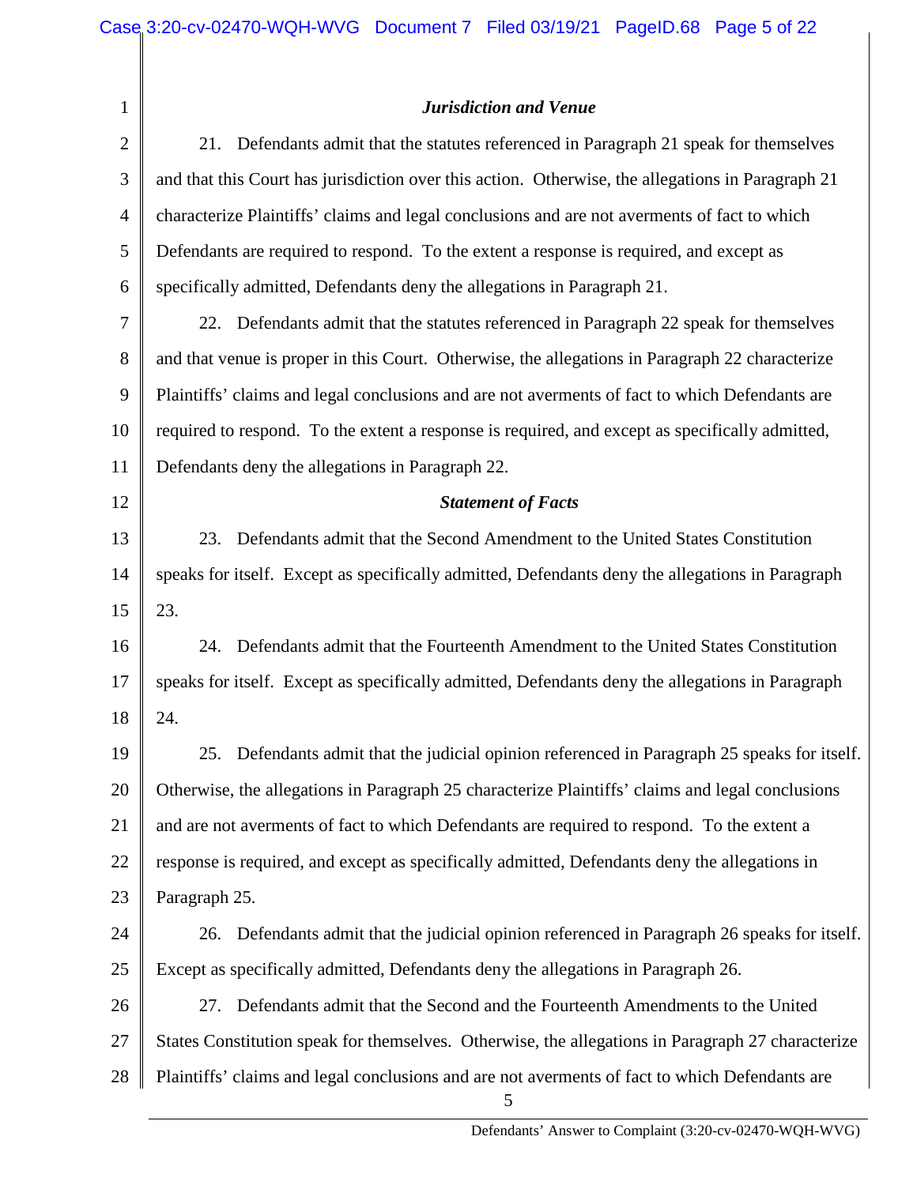### *Jurisdiction and Venue*

21. Defendants admit that the statutes referenced in Paragraph 21 speak for themselves and that this Court has jurisdiction over this action. Otherwise, the allegations in Paragraph 21 characterize Plaintiffs' claims and legal conclusions and are not averments of fact to which Defendants are required to respond. To the extent a response is required, and except as specifically admitted, Defendants deny the allegations in Paragraph 21.

22. Defendants admit that the statutes referenced in Paragraph 22 speak for themselves and that venue is proper in this Court. Otherwise, the allegations in Paragraph 22 characterize Plaintiffs' claims and legal conclusions and are not averments of fact to which Defendants are required to respond. To the extent a response is required, and except as specifically admitted, Defendants deny the allegations in Paragraph 22.

### *Statement of Facts*

23. Defendants admit that the Second Amendment to the United States Constitution speaks for itself. Except as specifically admitted, Defendants deny the allegations in Paragraph 23.

24. Defendants admit that the Fourteenth Amendment to the United States Constitution speaks for itself. Except as specifically admitted, Defendants deny the allegations in Paragraph 24.

25. Defendants admit that the judicial opinion referenced in Paragraph 25 speaks for itself. Otherwise, the allegations in Paragraph 25 characterize Plaintiffs' claims and legal conclusions and are not averments of fact to which Defendants are required to respond. To the extent a response is required, and except as specifically admitted, Defendants deny the allegations in Paragraph 25.

26. Defendants admit that the judicial opinion referenced in Paragraph 26 speaks for itself. Except as specifically admitted, Defendants deny the allegations in Paragraph 26.

27. Defendants admit that the Second and the Fourteenth Amendments to the United States Constitution speak for themselves. Otherwise, the allegations in Paragraph 27 characterize Plaintiffs' claims and legal conclusions and are not averments of fact to which Defendants are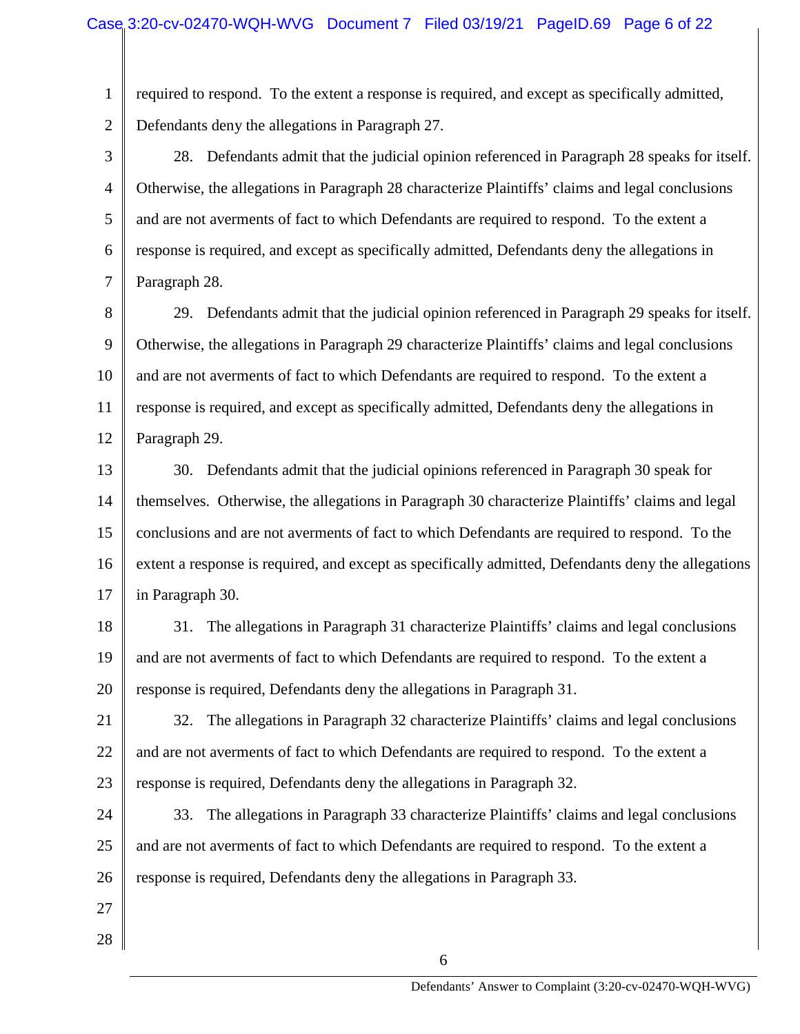required to respond. To the extent a response is required, and except as specifically admitted, Defendants deny the allegations in Paragraph 27.

28. Defendants admit that the judicial opinion referenced in Paragraph 28 speaks for itself. Otherwise, the allegations in Paragraph 28 characterize Plaintiffs' claims and legal conclusions and are not averments of fact to which Defendants are required to respond. To the extent a response is required, and except as specifically admitted, Defendants deny the allegations in Paragraph 28.

29. Defendants admit that the judicial opinion referenced in Paragraph 29 speaks for itself. Otherwise, the allegations in Paragraph 29 characterize Plaintiffs' claims and legal conclusions and are not averments of fact to which Defendants are required to respond. To the extent a response is required, and except as specifically admitted, Defendants deny the allegations in Paragraph 29.

30. Defendants admit that the judicial opinions referenced in Paragraph 30 speak for themselves. Otherwise, the allegations in Paragraph 30 characterize Plaintiffs' claims and legal conclusions and are not averments of fact to which Defendants are required to respond. To the extent a response is required, and except as specifically admitted, Defendants deny the allegations in Paragraph 30.

31. The allegations in Paragraph 31 characterize Plaintiffs' claims and legal conclusions and are not averments of fact to which Defendants are required to respond. To the extent a response is required, Defendants deny the allegations in Paragraph 31.

32. The allegations in Paragraph 32 characterize Plaintiffs' claims and legal conclusions and are not averments of fact to which Defendants are required to respond. To the extent a response is required, Defendants deny the allegations in Paragraph 32.

33. The allegations in Paragraph 33 characterize Plaintiffs' claims and legal conclusions and are not averments of fact to which Defendants are required to respond. To the extent a response is required, Defendants deny the allegations in Paragraph 33.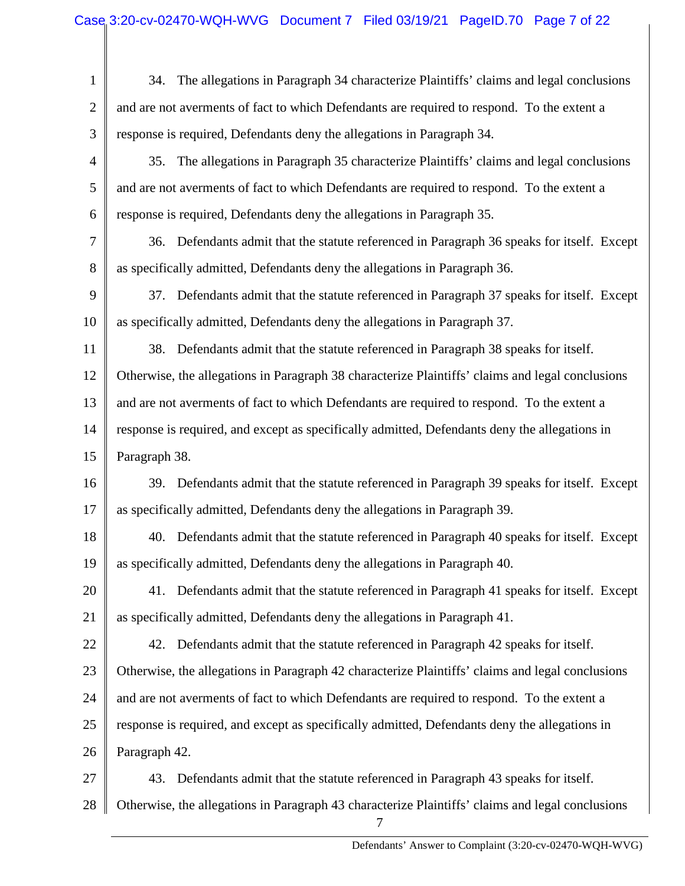34. The allegations in Paragraph 34 characterize Plaintiffs' claims and legal conclusions and are not averments of fact to which Defendants are required to respond. To the extent a response is required, Defendants deny the allegations in Paragraph 34.

35. The allegations in Paragraph 35 characterize Plaintiffs' claims and legal conclusions and are not averments of fact to which Defendants are required to respond. To the extent a response is required, Defendants deny the allegations in Paragraph 35.

36. Defendants admit that the statute referenced in Paragraph 36 speaks for itself. Except as specifically admitted, Defendants deny the allegations in Paragraph 36.

37. Defendants admit that the statute referenced in Paragraph 37 speaks for itself. Except as specifically admitted, Defendants deny the allegations in Paragraph 37.

38. Defendants admit that the statute referenced in Paragraph 38 speaks for itself. Otherwise, the allegations in Paragraph 38 characterize Plaintiffs' claims and legal conclusions and are not averments of fact to which Defendants are required to respond. To the extent a response is required, and except as specifically admitted, Defendants deny the allegations in Paragraph 38.

39. Defendants admit that the statute referenced in Paragraph 39 speaks for itself. Except as specifically admitted, Defendants deny the allegations in Paragraph 39.

40. Defendants admit that the statute referenced in Paragraph 40 speaks for itself. Except as specifically admitted, Defendants deny the allegations in Paragraph 40.

41. Defendants admit that the statute referenced in Paragraph 41 speaks for itself. Except as specifically admitted, Defendants deny the allegations in Paragraph 41.

42. Defendants admit that the statute referenced in Paragraph 42 speaks for itself. Otherwise, the allegations in Paragraph 42 characterize Plaintiffs' claims and legal conclusions and are not averments of fact to which Defendants are required to respond. To the extent a response is required, and except as specifically admitted, Defendants deny the allegations in Paragraph 42.

43. Defendants admit that the statute referenced in Paragraph 43 speaks for itself. Otherwise, the allegations in Paragraph 43 characterize Plaintiffs' claims and legal conclusions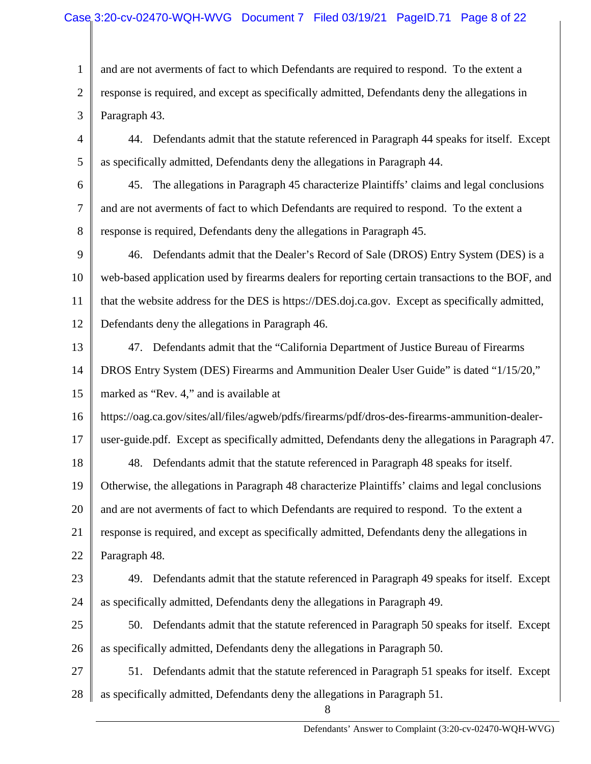and are not averments of fact to which Defendants are required to respond. To the extent a response is required, and except as specifically admitted, Defendants deny the allegations in Paragraph 43.

44. Defendants admit that the statute referenced in Paragraph 44 speaks for itself. Except as specifically admitted, Defendants deny the allegations in Paragraph 44.

45. The allegations in Paragraph 45 characterize Plaintiffs' claims and legal conclusions and are not averments of fact to which Defendants are required to respond. To the extent a response is required, Defendants deny the allegations in Paragraph 45.

46. Defendants admit that the Dealer's Record of Sale (DROS) Entry System (DES) is a web-based application used by firearms dealers for reporting certain transactions to the BOF, and that the website address for the DES is https://DES.doj.ca.gov. Except as specifically admitted, Defendants deny the allegations in Paragraph 46.

47. Defendants admit that the "California Department of Justice Bureau of Firearms DROS Entry System (DES) Firearms and Ammunition Dealer User Guide" is dated "1/15/20," marked as "Rev. 4," and is available at https://oag.ca.gov/sites/all/files/agweb/pdfs/firearms/pdf/dros-des-firearms-ammunition-dealer-user-guide.pdf. Except as specifically admitted, Defendants deny the allegations in Paragraph 47.

48. Defendants admit that the statute referenced in Paragraph 48 speaks for itself. Otherwise, the allegations in Paragraph 48 characterize Plaintiffs' claims and legal conclusions and are not averments of fact to which Defendants are required to respond. To the extent a response is required, and except as specifically admitted, Defendants deny the allegations in Paragraph 48.

49. Defendants admit that the statute referenced in Paragraph 49 speaks for itself. Except as specifically admitted, Defendants deny the allegations in Paragraph 49.

50. Defendants admit that the statute referenced in Paragraph 50 speaks for itself. Except as specifically admitted, Defendants deny the allegations in Paragraph 50.

51. Defendants admit that the statute referenced in Paragraph 51 speaks for itself. Except as specifically admitted, Defendants deny the allegations in Paragraph 51.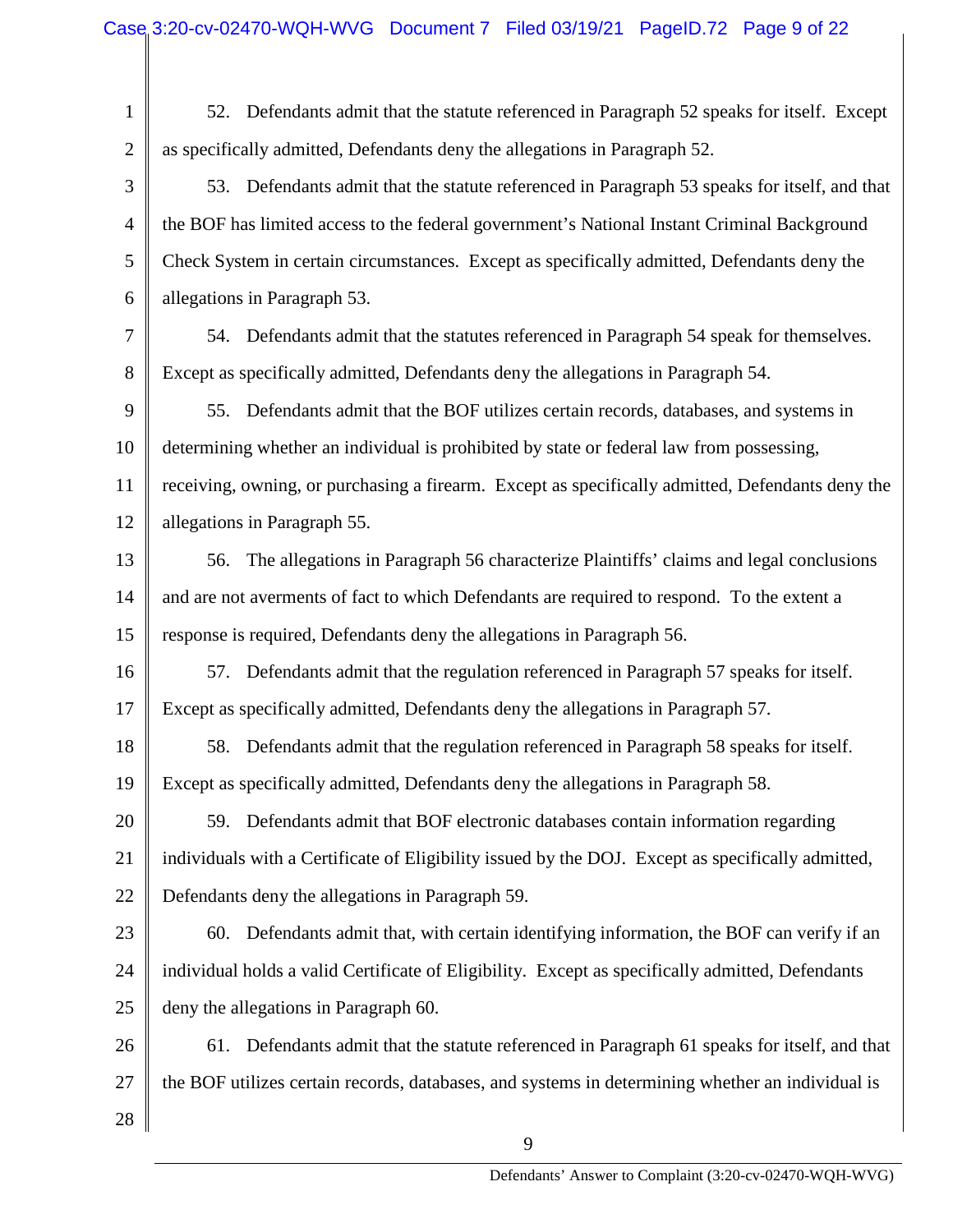52. Defendants admit that the statute referenced in Paragraph 52 speaks for itself. Except as specifically admitted, Defendants deny the allegations in Paragraph 52.

53. Defendants admit that the statute referenced in Paragraph 53 speaks for itself, and that the BOF has limited access to the federal government's National Instant Criminal Background Check System in certain circumstances. Except as specifically admitted, Defendants deny the allegations in Paragraph 53.

54. Defendants admit that the statutes referenced in Paragraph 54 speak for themselves. Except as specifically admitted, Defendants deny the allegations in Paragraph 54.

55. Defendants admit that the BOF utilizes certain records, databases, and systems in determining whether an individual is prohibited by state or federal law from possessing, receiving, owning, or purchasing a firearm. Except as specifically admitted, Defendants deny the allegations in Paragraph 55.

56. The allegations in Paragraph 56 characterize Plaintiffs' claims and legal conclusions and are not averments of fact to which Defendants are required to respond. To the extent a response is required, Defendants deny the allegations in Paragraph 56.

57. Defendants admit that the regulation referenced in Paragraph 57 speaks for itself. Except as specifically admitted, Defendants deny the allegations in Paragraph 57.

58. Defendants admit that the regulation referenced in Paragraph 58 speaks for itself. Except as specifically admitted, Defendants deny the allegations in Paragraph 58.

59. Defendants admit that BOF electronic databases contain information regarding individuals with a Certificate of Eligibility issued by the DOJ. Except as specifically admitted, Defendants deny the allegations in Paragraph 59.

60. Defendants admit that, with certain identifying information, the BOF can verify if an individual holds a valid Certificate of Eligibility. Except as specifically admitted, Defendants deny the allegations in Paragraph 60.

61. Defendants admit that the statute referenced in Paragraph 61 speaks for itself, and that the BOF utilizes certain records, databases, and systems in determining whether an individual is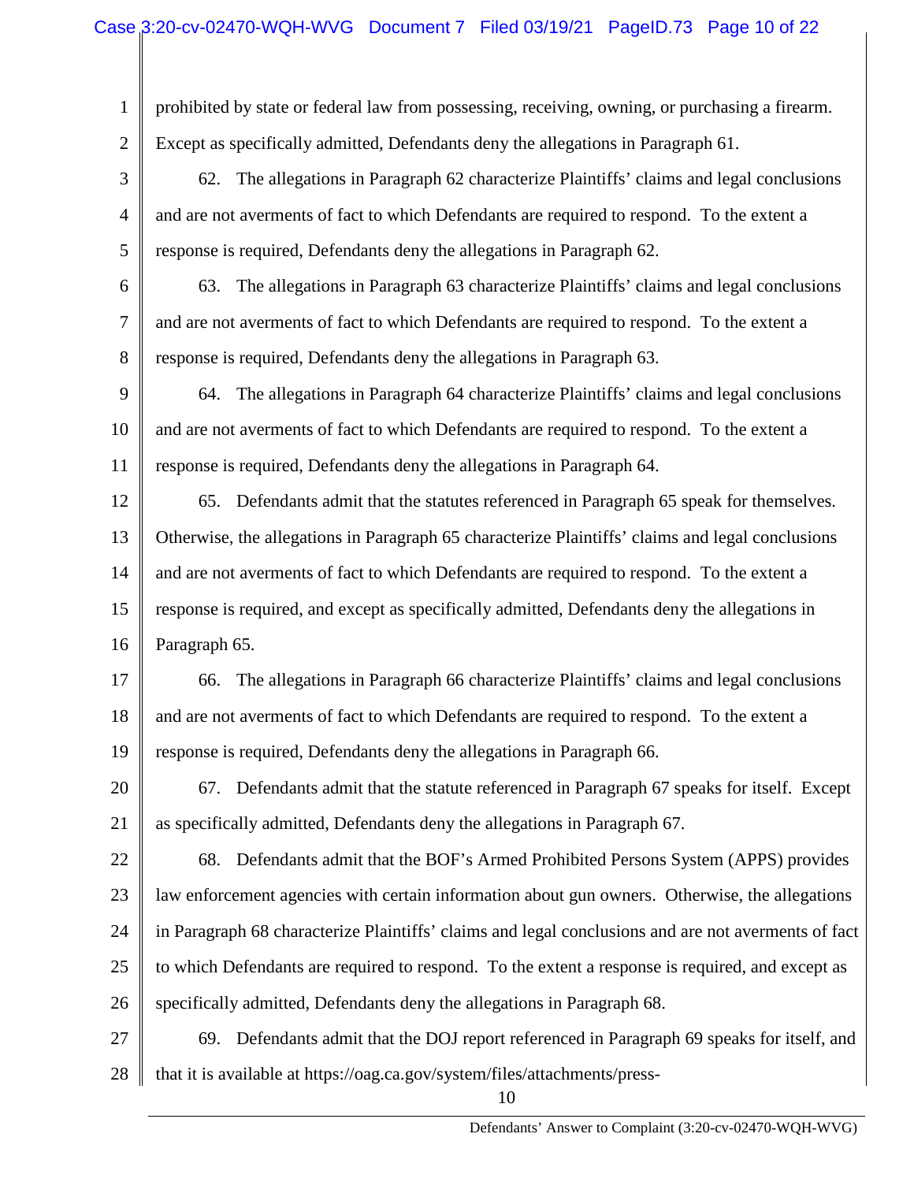prohibited by state or federal law from possessing, receiving, owning, or purchasing a firearm. Except as specifically admitted, Defendants deny the allegations in Paragraph 61.

62. The allegations in Paragraph 62 characterize Plaintiffs' claims and legal conclusions and are not averments of fact to which Defendants are required to respond. To the extent a response is required, Defendants deny the allegations in Paragraph 62.

63. The allegations in Paragraph 63 characterize Plaintiffs' claims and legal conclusions and are not averments of fact to which Defendants are required to respond. To the extent a response is required, Defendants deny the allegations in Paragraph 63.

64. The allegations in Paragraph 64 characterize Plaintiffs' claims and legal conclusions and are not averments of fact to which Defendants are required to respond. To the extent a response is required, Defendants deny the allegations in Paragraph 64.

65. Defendants admit that the statutes referenced in Paragraph 65 speak for themselves. Otherwise, the allegations in Paragraph 65 characterize Plaintiffs' claims and legal conclusions and are not averments of fact to which Defendants are required to respond. To the extent a response is required, and except as specifically admitted, Defendants deny the allegations in Paragraph 65.

66. The allegations in Paragraph 66 characterize Plaintiffs' claims and legal conclusions and are not averments of fact to which Defendants are required to respond. To the extent a response is required, Defendants deny the allegations in Paragraph 66.

67. Defendants admit that the statute referenced in Paragraph 67 speaks for itself. Except as specifically admitted, Defendants deny the allegations in Paragraph 67.

68. Defendants admit that the BOF's Armed Prohibited Persons System (APPS) provides law enforcement agencies with certain information about gun owners. Otherwise, the allegations in Paragraph 68 characterize Plaintiffs' claims and legal conclusions and are not averments of fact to which Defendants are required to respond. To the extent a response is required, and except as specifically admitted, Defendants deny the allegations in Paragraph 68.

69. Defendants admit that the DOJ report referenced in Paragraph 69 speaks for itself, and that it is available at https://oag.ca.gov/system/files/attachments/press-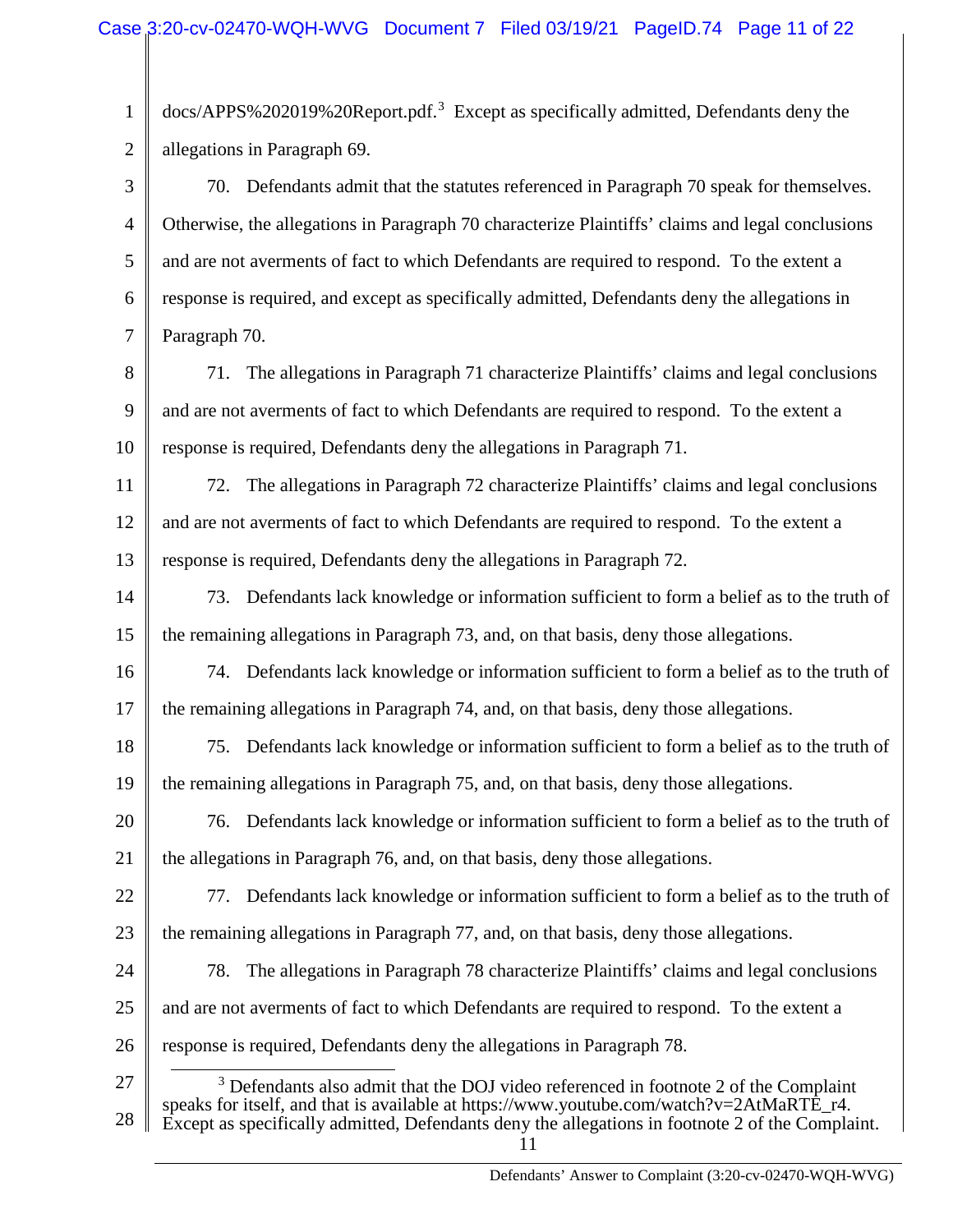docs/APPS%202019%20Report.pdf.[3] Except as specifically admitted, Defendants deny the allegations in Paragraph 69.

70. Defendants admit that the statutes referenced in Paragraph 70 speak for themselves. Otherwise, the allegations in Paragraph 70 characterize Plaintiffs' claims and legal conclusions and are not averments of fact to which Defendants are required to respond. To the extent a response is required, and except as specifically admitted, Defendants deny the allegations in Paragraph 70.

71. The allegations in Paragraph 71 characterize Plaintiffs' claims and legal conclusions and are not averments of fact to which Defendants are required to respond. To the extent a response is required, Defendants deny the allegations in Paragraph 71.

72. The allegations in Paragraph 72 characterize Plaintiffs' claims and legal conclusions and are not averments of fact to which Defendants are required to respond. To the extent a response is required, Defendants deny the allegations in Paragraph 72.

73. Defendants lack knowledge or information sufficient to form a belief as to the truth of the remaining allegations in Paragraph 73, and, on that basis, deny those allegations.

74. Defendants lack knowledge or information sufficient to form a belief as to the truth of the remaining allegations in Paragraph 74, and, on that basis, deny those allegations.

75. Defendants lack knowledge or information sufficient to form a belief as to the truth of the remaining allegations in Paragraph 75, and, on that basis, deny those allegations.

76. Defendants lack knowledge or information sufficient to form a belief as to the truth of the allegations in Paragraph 76, and, on that basis, deny those allegations.

77. Defendants lack knowledge or information sufficient to form a belief as to the truth of the remaining allegations in Paragraph 77, and, on that basis, deny those allegations.

78. The allegations in Paragraph 78 characterize Plaintiffs' claims and legal conclusions and are not averments of fact to which Defendants are required to respond. To the extent a response is required, Defendants deny the allegations in Paragraph 78.

---

[3] Defendants also admit that the DOJ video referenced in footnote 2 of the Complaint speaks for itself, and that is available at https://www.youtube.com/watch?v=2AtMaRTE_r4. Except as specifically admitted, Defendants deny the allegations in footnote 2 of the Complaint.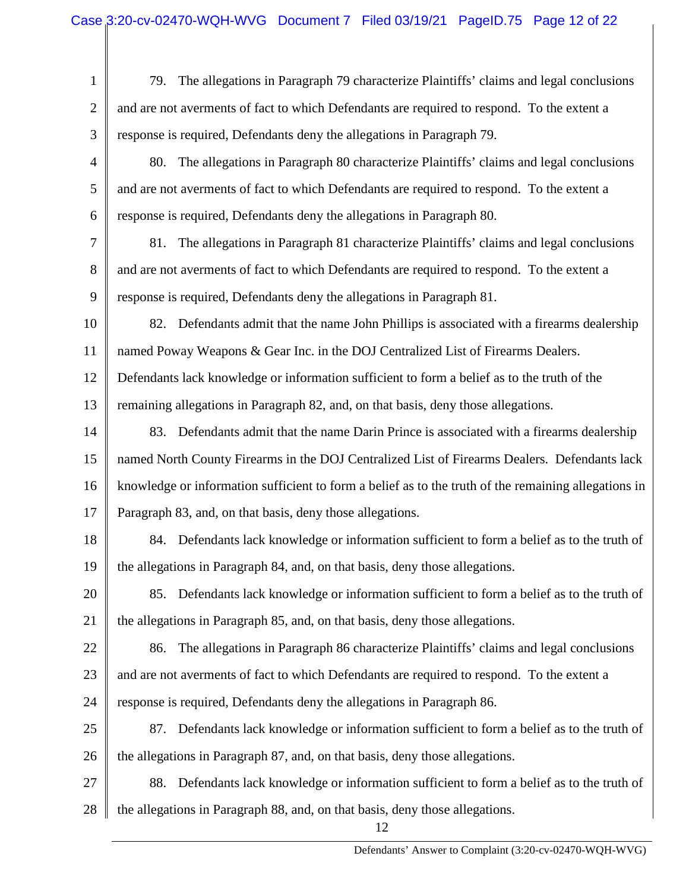79. The allegations in Paragraph 79 characterize Plaintiffs' claims and legal conclusions and are not averments of fact to which Defendants are required to respond. To the extent a response is required, Defendants deny the allegations in Paragraph 79.

80. The allegations in Paragraph 80 characterize Plaintiffs' claims and legal conclusions and are not averments of fact to which Defendants are required to respond. To the extent a response is required, Defendants deny the allegations in Paragraph 80.

81. The allegations in Paragraph 81 characterize Plaintiffs' claims and legal conclusions and are not averments of fact to which Defendants are required to respond. To the extent a response is required, Defendants deny the allegations in Paragraph 81.

82. Defendants admit that the name John Phillips is associated with a firearms dealership named Poway Weapons & Gear Inc. in the DOJ Centralized List of Firearms Dealers. Defendants lack knowledge or information sufficient to form a belief as to the truth of the remaining allegations in Paragraph 82, and, on that basis, deny those allegations.

83. Defendants admit that the name Darin Prince is associated with a firearms dealership named North County Firearms in the DOJ Centralized List of Firearms Dealers. Defendants lack knowledge or information sufficient to form a belief as to the truth of the remaining allegations in Paragraph 83, and, on that basis, deny those allegations.

84. Defendants lack knowledge or information sufficient to form a belief as to the truth of the allegations in Paragraph 84, and, on that basis, deny those allegations.

85. Defendants lack knowledge or information sufficient to form a belief as to the truth of the allegations in Paragraph 85, and, on that basis, deny those allegations.

86. The allegations in Paragraph 86 characterize Plaintiffs' claims and legal conclusions and are not averments of fact to which Defendants are required to respond. To the extent a response is required, Defendants deny the allegations in Paragraph 86.

87. Defendants lack knowledge or information sufficient to form a belief as to the truth of the allegations in Paragraph 87, and, on that basis, deny those allegations.

88. Defendants lack knowledge or information sufficient to form a belief as to the truth of the allegations in Paragraph 88, and, on that basis, deny those allegations.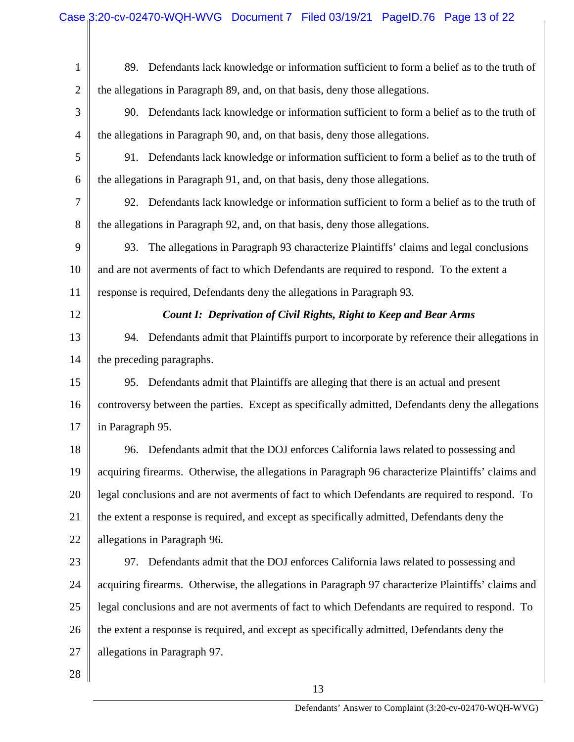89. Defendants lack knowledge or information sufficient to form a belief as to the truth of the allegations in Paragraph 89, and, on that basis, deny those allegations.

90. Defendants lack knowledge or information sufficient to form a belief as to the truth of the allegations in Paragraph 90, and, on that basis, deny those allegations.

91. Defendants lack knowledge or information sufficient to form a belief as to the truth of the allegations in Paragraph 91, and, on that basis, deny those allegations.

92. Defendants lack knowledge or information sufficient to form a belief as to the truth of the allegations in Paragraph 92, and, on that basis, deny those allegations.

93. The allegations in Paragraph 93 characterize Plaintiffs' claims and legal conclusions and are not averments of fact to which Defendants are required to respond. To the extent a response is required, Defendants deny the allegations in Paragraph 93.

***Count I: Deprivation of Civil Rights, Right to Keep and Bear Arms***

94. Defendants admit that Plaintiffs purport to incorporate by reference their allegations in the preceding paragraphs.

95. Defendants admit that Plaintiffs are alleging that there is an actual and present controversy between the parties. Except as specifically admitted, Defendants deny the allegations in Paragraph 95.

96. Defendants admit that the DOJ enforces California laws related to possessing and acquiring firearms. Otherwise, the allegations in Paragraph 96 characterize Plaintiffs' claims and legal conclusions and are not averments of fact to which Defendants are required to respond. To the extent a response is required, and except as specifically admitted, Defendants deny the allegations in Paragraph 96.

97. Defendants admit that the DOJ enforces California laws related to possessing and acquiring firearms. Otherwise, the allegations in Paragraph 97 characterize Plaintiffs' claims and legal conclusions and are not averments of fact to which Defendants are required to respond. To the extent a response is required, and except as specifically admitted, Defendants deny the allegations in Paragraph 97.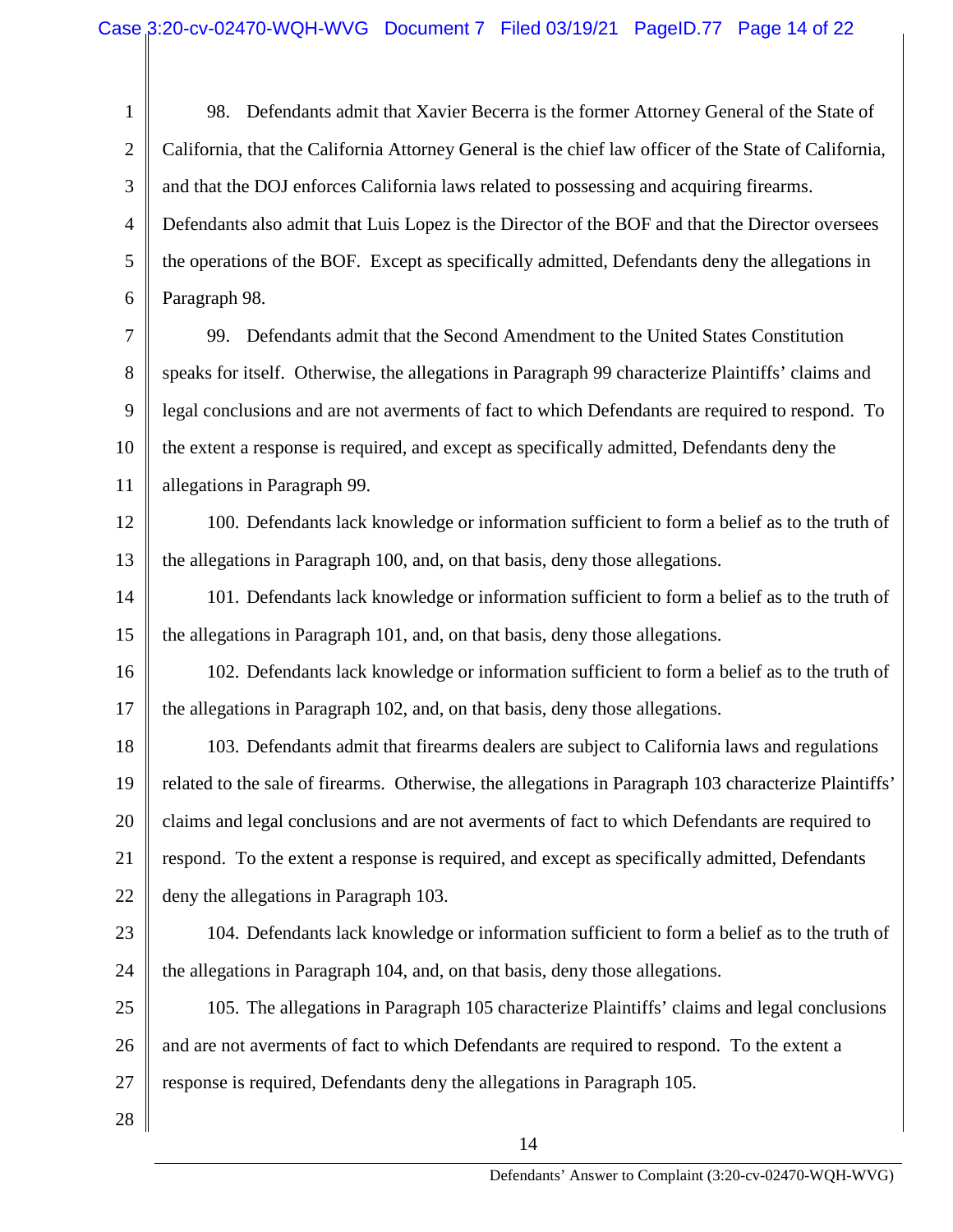98. Defendants admit that Xavier Becerra is the former Attorney General of the State of California, that the California Attorney General is the chief law officer of the State of California, and that the DOJ enforces California laws related to possessing and acquiring firearms. Defendants also admit that Luis Lopez is the Director of the BOF and that the Director oversees the operations of the BOF. Except as specifically admitted, Defendants deny the allegations in Paragraph 98.

99. Defendants admit that the Second Amendment to the United States Constitution speaks for itself. Otherwise, the allegations in Paragraph 99 characterize Plaintiffs' claims and legal conclusions and are not averments of fact to which Defendants are required to respond. To the extent a response is required, and except as specifically admitted, Defendants deny the allegations in Paragraph 99.

100. Defendants lack knowledge or information sufficient to form a belief as to the truth of the allegations in Paragraph 100, and, on that basis, deny those allegations.

101. Defendants lack knowledge or information sufficient to form a belief as to the truth of the allegations in Paragraph 101, and, on that basis, deny those allegations.

102. Defendants lack knowledge or information sufficient to form a belief as to the truth of the allegations in Paragraph 102, and, on that basis, deny those allegations.

103. Defendants admit that firearms dealers are subject to California laws and regulations related to the sale of firearms. Otherwise, the allegations in Paragraph 103 characterize Plaintiffs' claims and legal conclusions and are not averments of fact to which Defendants are required to respond. To the extent a response is required, and except as specifically admitted, Defendants deny the allegations in Paragraph 103.

104. Defendants lack knowledge or information sufficient to form a belief as to the truth of the allegations in Paragraph 104, and, on that basis, deny those allegations.

105. The allegations in Paragraph 105 characterize Plaintiffs' claims and legal conclusions and are not averments of fact to which Defendants are required to respond. To the extent a response is required, Defendants deny the allegations in Paragraph 105.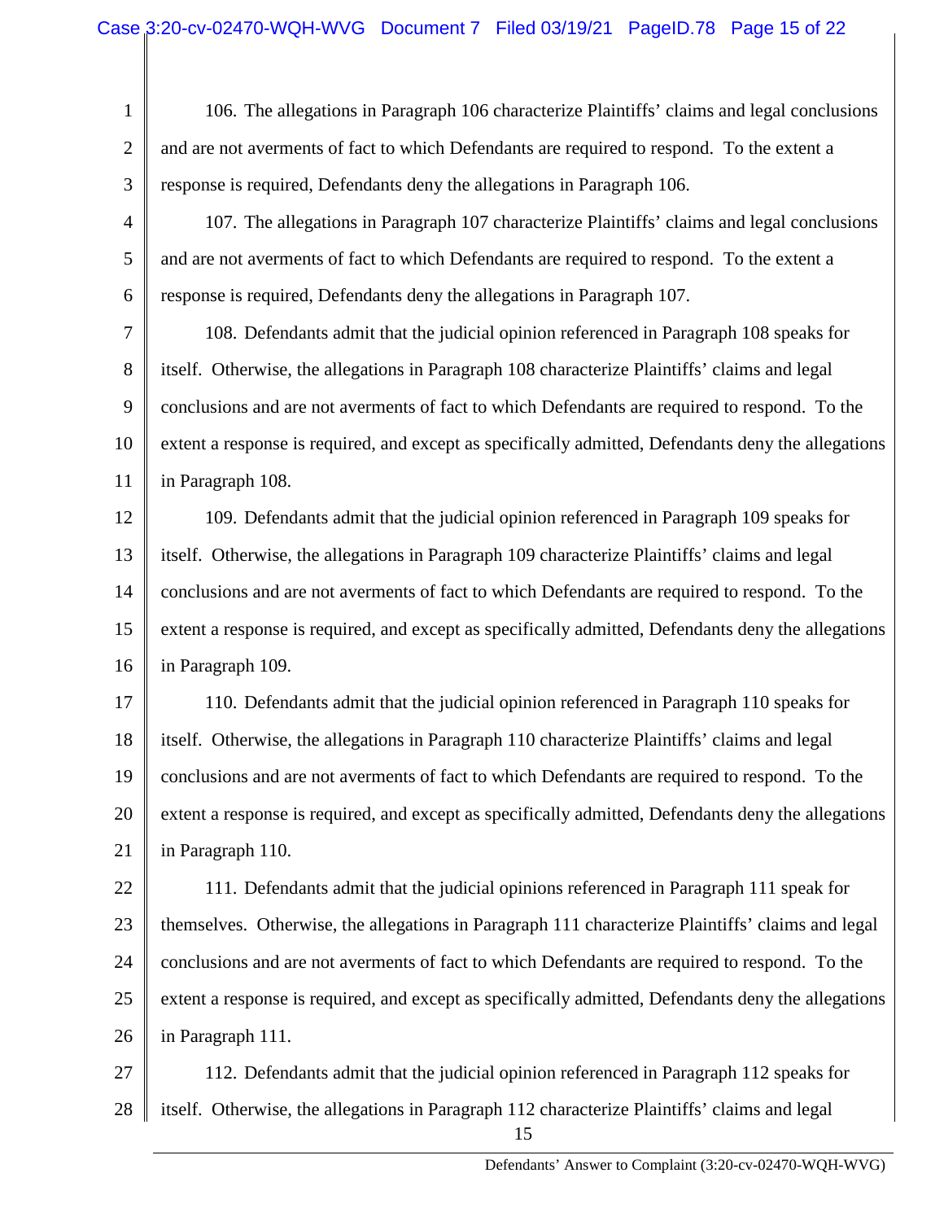106. The allegations in Paragraph 106 characterize Plaintiffs' claims and legal conclusions and are not averments of fact to which Defendants are required to respond. To the extent a response is required, Defendants deny the allegations in Paragraph 106.

107. The allegations in Paragraph 107 characterize Plaintiffs' claims and legal conclusions and are not averments of fact to which Defendants are required to respond. To the extent a response is required, Defendants deny the allegations in Paragraph 107.

108. Defendants admit that the judicial opinion referenced in Paragraph 108 speaks for itself. Otherwise, the allegations in Paragraph 108 characterize Plaintiffs' claims and legal conclusions and are not averments of fact to which Defendants are required to respond. To the extent a response is required, and except as specifically admitted, Defendants deny the allegations in Paragraph 108.

109. Defendants admit that the judicial opinion referenced in Paragraph 109 speaks for itself. Otherwise, the allegations in Paragraph 109 characterize Plaintiffs' claims and legal conclusions and are not averments of fact to which Defendants are required to respond. To the extent a response is required, and except as specifically admitted, Defendants deny the allegations in Paragraph 109.

110. Defendants admit that the judicial opinion referenced in Paragraph 110 speaks for itself. Otherwise, the allegations in Paragraph 110 characterize Plaintiffs' claims and legal conclusions and are not averments of fact to which Defendants are required to respond. To the extent a response is required, and except as specifically admitted, Defendants deny the allegations in Paragraph 110.

111. Defendants admit that the judicial opinions referenced in Paragraph 111 speak for themselves. Otherwise, the allegations in Paragraph 111 characterize Plaintiffs' claims and legal conclusions and are not averments of fact to which Defendants are required to respond. To the extent a response is required, and except as specifically admitted, Defendants deny the allegations in Paragraph 111.

112. Defendants admit that the judicial opinion referenced in Paragraph 112 speaks for itself. Otherwise, the allegations in Paragraph 112 characterize Plaintiffs' claims and legal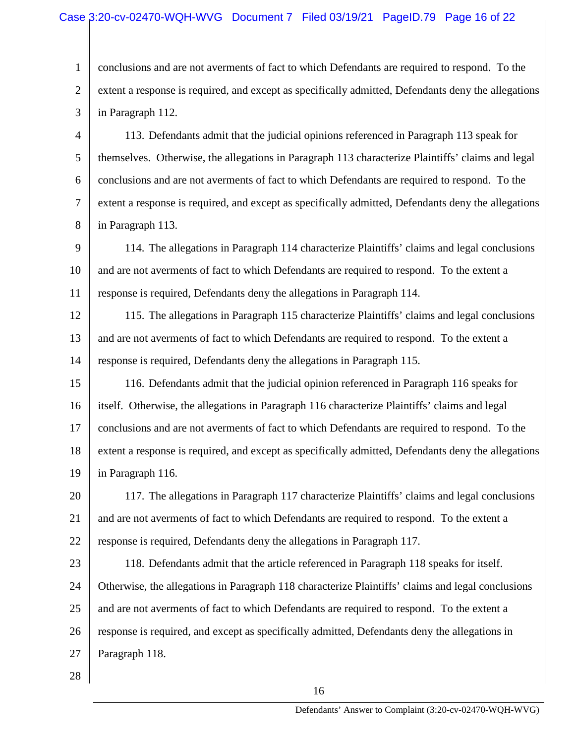conclusions and are not averments of fact to which Defendants are required to respond. To the extent a response is required, and except as specifically admitted, Defendants deny the allegations in Paragraph 112.

113. Defendants admit that the judicial opinions referenced in Paragraph 113 speak for themselves. Otherwise, the allegations in Paragraph 113 characterize Plaintiffs' claims and legal conclusions and are not averments of fact to which Defendants are required to respond. To the extent a response is required, and except as specifically admitted, Defendants deny the allegations in Paragraph 113.

114. The allegations in Paragraph 114 characterize Plaintiffs' claims and legal conclusions and are not averments of fact to which Defendants are required to respond. To the extent a response is required, Defendants deny the allegations in Paragraph 114.

115. The allegations in Paragraph 115 characterize Plaintiffs' claims and legal conclusions and are not averments of fact to which Defendants are required to respond. To the extent a response is required, Defendants deny the allegations in Paragraph 115.

116. Defendants admit that the judicial opinion referenced in Paragraph 116 speaks for itself. Otherwise, the allegations in Paragraph 116 characterize Plaintiffs' claims and legal conclusions and are not averments of fact to which Defendants are required to respond. To the extent a response is required, and except as specifically admitted, Defendants deny the allegations in Paragraph 116.

117. The allegations in Paragraph 117 characterize Plaintiffs' claims and legal conclusions and are not averments of fact to which Defendants are required to respond. To the extent a response is required, Defendants deny the allegations in Paragraph 117.

118. Defendants admit that the article referenced in Paragraph 118 speaks for itself. Otherwise, the allegations in Paragraph 118 characterize Plaintiffs' claims and legal conclusions and are not averments of fact to which Defendants are required to respond. To the extent a response is required, and except as specifically admitted, Defendants deny the allegations in Paragraph 118.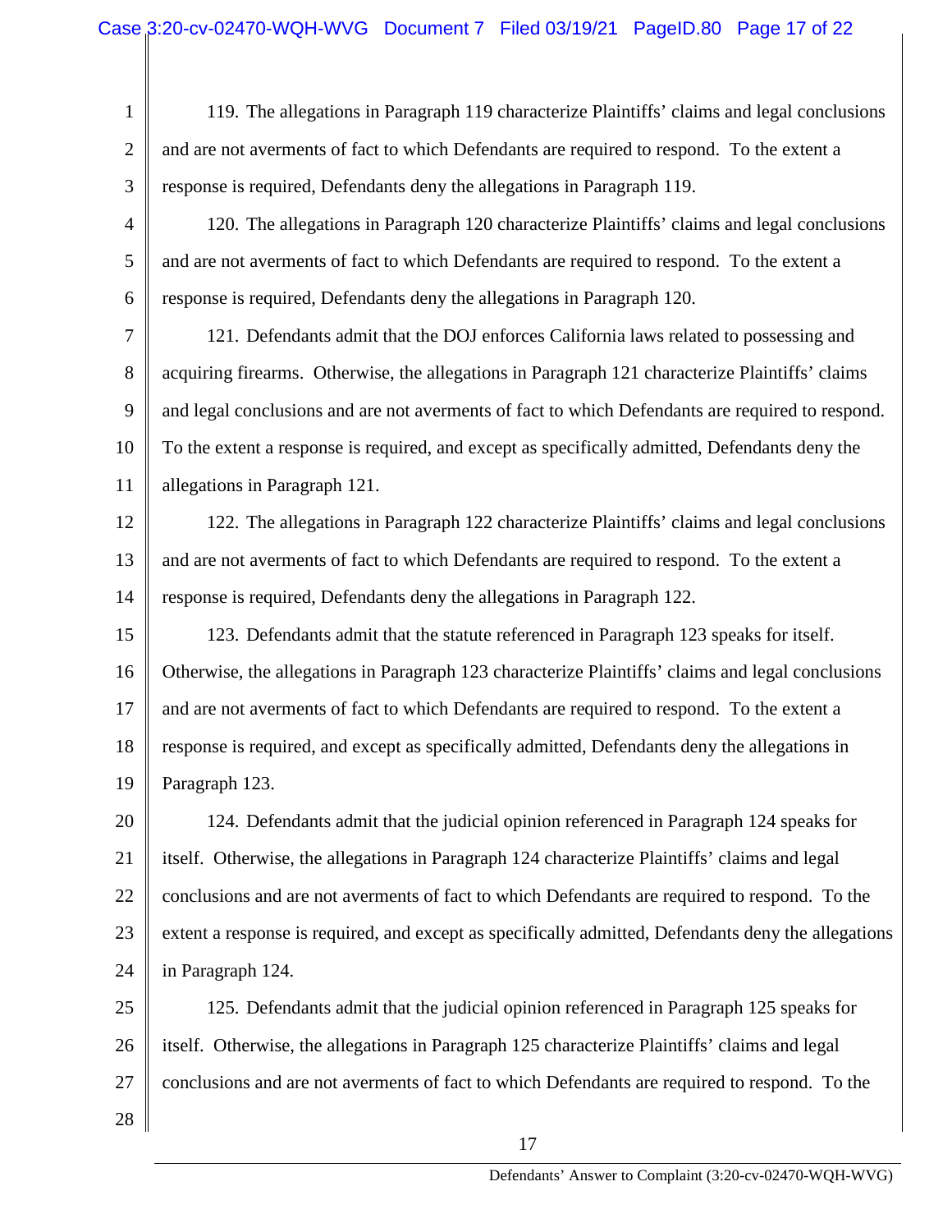119. The allegations in Paragraph 119 characterize Plaintiffs' claims and legal conclusions and are not averments of fact to which Defendants are required to respond. To the extent a response is required, Defendants deny the allegations in Paragraph 119.

120. The allegations in Paragraph 120 characterize Plaintiffs' claims and legal conclusions and are not averments of fact to which Defendants are required to respond. To the extent a response is required, Defendants deny the allegations in Paragraph 120.

121. Defendants admit that the DOJ enforces California laws related to possessing and acquiring firearms. Otherwise, the allegations in Paragraph 121 characterize Plaintiffs' claims and legal conclusions and are not averments of fact to which Defendants are required to respond. To the extent a response is required, and except as specifically admitted, Defendants deny the allegations in Paragraph 121.

122. The allegations in Paragraph 122 characterize Plaintiffs' claims and legal conclusions and are not averments of fact to which Defendants are required to respond. To the extent a response is required, Defendants deny the allegations in Paragraph 122.

123. Defendants admit that the statute referenced in Paragraph 123 speaks for itself. Otherwise, the allegations in Paragraph 123 characterize Plaintiffs' claims and legal conclusions and are not averments of fact to which Defendants are required to respond. To the extent a response is required, and except as specifically admitted, Defendants deny the allegations in Paragraph 123.

124. Defendants admit that the judicial opinion referenced in Paragraph 124 speaks for itself. Otherwise, the allegations in Paragraph 124 characterize Plaintiffs' claims and legal conclusions and are not averments of fact to which Defendants are required to respond. To the extent a response is required, and except as specifically admitted, Defendants deny the allegations in Paragraph 124.

125. Defendants admit that the judicial opinion referenced in Paragraph 125 speaks for itself. Otherwise, the allegations in Paragraph 125 characterize Plaintiffs' claims and legal conclusions and are not averments of fact to which Defendants are required to respond. To the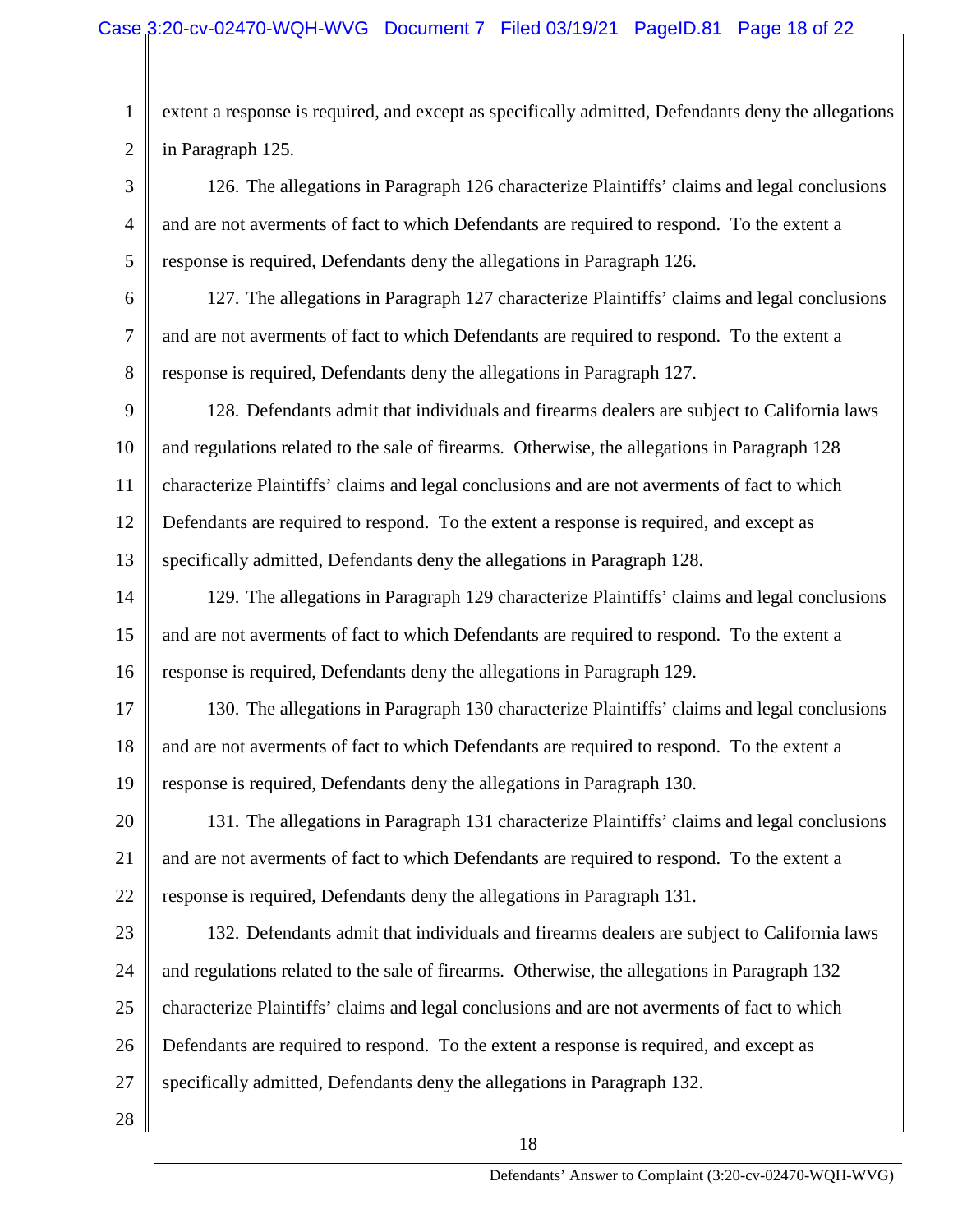extent a response is required, and except as specifically admitted, Defendants deny the allegations in Paragraph 125.

126. The allegations in Paragraph 126 characterize Plaintiffs' claims and legal conclusions and are not averments of fact to which Defendants are required to respond. To the extent a response is required, Defendants deny the allegations in Paragraph 126.

127. The allegations in Paragraph 127 characterize Plaintiffs' claims and legal conclusions and are not averments of fact to which Defendants are required to respond. To the extent a response is required, Defendants deny the allegations in Paragraph 127.

128. Defendants admit that individuals and firearms dealers are subject to California laws and regulations related to the sale of firearms. Otherwise, the allegations in Paragraph 128 characterize Plaintiffs' claims and legal conclusions and are not averments of fact to which Defendants are required to respond. To the extent a response is required, and except as specifically admitted, Defendants deny the allegations in Paragraph 128.

129. The allegations in Paragraph 129 characterize Plaintiffs' claims and legal conclusions and are not averments of fact to which Defendants are required to respond. To the extent a response is required, Defendants deny the allegations in Paragraph 129.

130. The allegations in Paragraph 130 characterize Plaintiffs' claims and legal conclusions and are not averments of fact to which Defendants are required to respond. To the extent a response is required, Defendants deny the allegations in Paragraph 130.

131. The allegations in Paragraph 131 characterize Plaintiffs' claims and legal conclusions and are not averments of fact to which Defendants are required to respond. To the extent a response is required, Defendants deny the allegations in Paragraph 131.

132. Defendants admit that individuals and firearms dealers are subject to California laws and regulations related to the sale of firearms. Otherwise, the allegations in Paragraph 132 characterize Plaintiffs' claims and legal conclusions and are not averments of fact to which Defendants are required to respond. To the extent a response is required, and except as specifically admitted, Defendants deny the allegations in Paragraph 132.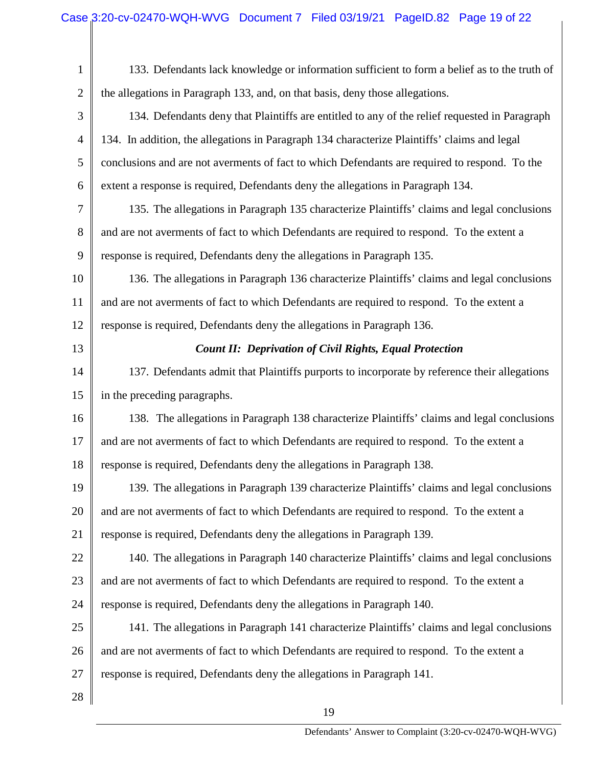133. Defendants lack knowledge or information sufficient to form a belief as to the truth of the allegations in Paragraph 133, and, on that basis, deny those allegations.

134. Defendants deny that Plaintiffs are entitled to any of the relief requested in Paragraph 134. In addition, the allegations in Paragraph 134 characterize Plaintiffs' claims and legal conclusions and are not averments of fact to which Defendants are required to respond. To the extent a response is required, Defendants deny the allegations in Paragraph 134.

135. The allegations in Paragraph 135 characterize Plaintiffs' claims and legal conclusions and are not averments of fact to which Defendants are required to respond. To the extent a response is required, Defendants deny the allegations in Paragraph 135.

136. The allegations in Paragraph 136 characterize Plaintiffs' claims and legal conclusions and are not averments of fact to which Defendants are required to respond. To the extent a response is required, Defendants deny the allegations in Paragraph 136.

***Count II: Deprivation of Civil Rights, Equal Protection***

137. Defendants admit that Plaintiffs purports to incorporate by reference their allegations in the preceding paragraphs.

138. The allegations in Paragraph 138 characterize Plaintiffs' claims and legal conclusions and are not averments of fact to which Defendants are required to respond. To the extent a response is required, Defendants deny the allegations in Paragraph 138.

139. The allegations in Paragraph 139 characterize Plaintiffs' claims and legal conclusions and are not averments of fact to which Defendants are required to respond. To the extent a response is required, Defendants deny the allegations in Paragraph 139.

140. The allegations in Paragraph 140 characterize Plaintiffs' claims and legal conclusions and are not averments of fact to which Defendants are required to respond. To the extent a response is required, Defendants deny the allegations in Paragraph 140.

141. The allegations in Paragraph 141 characterize Plaintiffs' claims and legal conclusions and are not averments of fact to which Defendants are required to respond. To the extent a response is required, Defendants deny the allegations in Paragraph 141.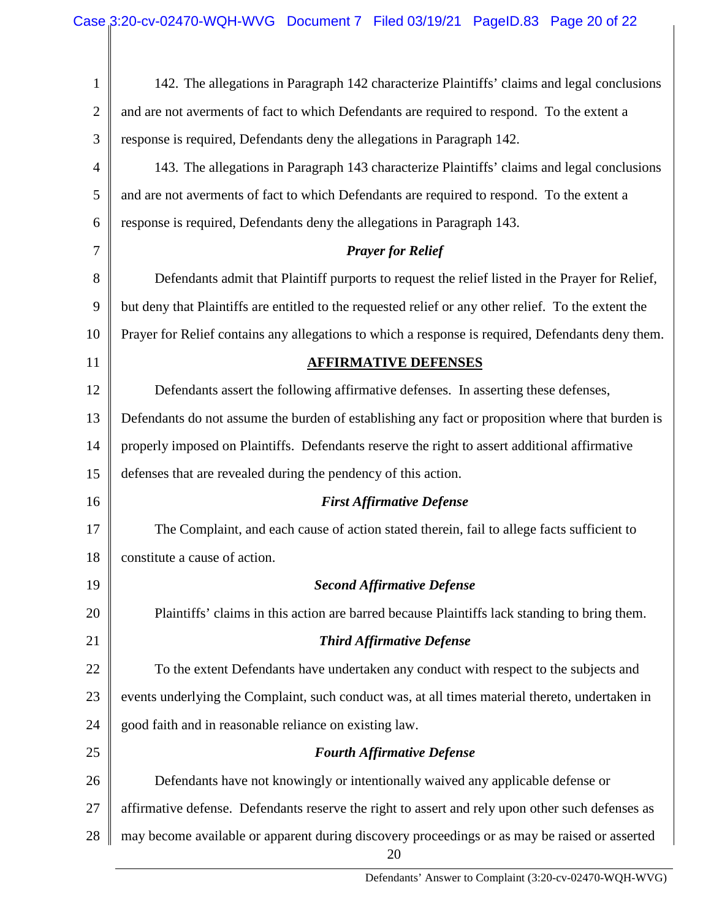142. The allegations in Paragraph 142 characterize Plaintiffs' claims and legal conclusions and are not averments of fact to which Defendants are required to respond. To the extent a response is required, Defendants deny the allegations in Paragraph 142.

143. The allegations in Paragraph 143 characterize Plaintiffs' claims and legal conclusions and are not averments of fact to which Defendants are required to respond. To the extent a response is required, Defendants deny the allegations in Paragraph 143.

### *Prayer for Relief*

Defendants admit that Plaintiff purports to request the relief listed in the Prayer for Relief, but deny that Plaintiffs are entitled to the requested relief or any other relief. To the extent the Prayer for Relief contains any allegations to which a response is required, Defendants deny them.

## AFFIRMATIVE DEFENSES

Defendants assert the following affirmative defenses. In asserting these defenses, Defendants do not assume the burden of establishing any fact or proposition where that burden is properly imposed on Plaintiffs. Defendants reserve the right to assert additional affirmative defenses that are revealed during the pendency of this action.

### *First Affirmative Defense*

The Complaint, and each cause of action stated therein, fail to allege facts sufficient to constitute a cause of action.

### *Second Affirmative Defense*

Plaintiffs' claims in this action are barred because Plaintiffs lack standing to bring them.

### *Third Affirmative Defense*

To the extent Defendants have undertaken any conduct with respect to the subjects and events underlying the Complaint, such conduct was, at all times material thereto, undertaken in good faith and in reasonable reliance on existing law.

### *Fourth Affirmative Defense*

Defendants have not knowingly or intentionally waived any applicable defense or affirmative defense. Defendants reserve the right to assert and rely upon other such defenses as may become available or apparent during discovery proceedings or as may be raised or asserted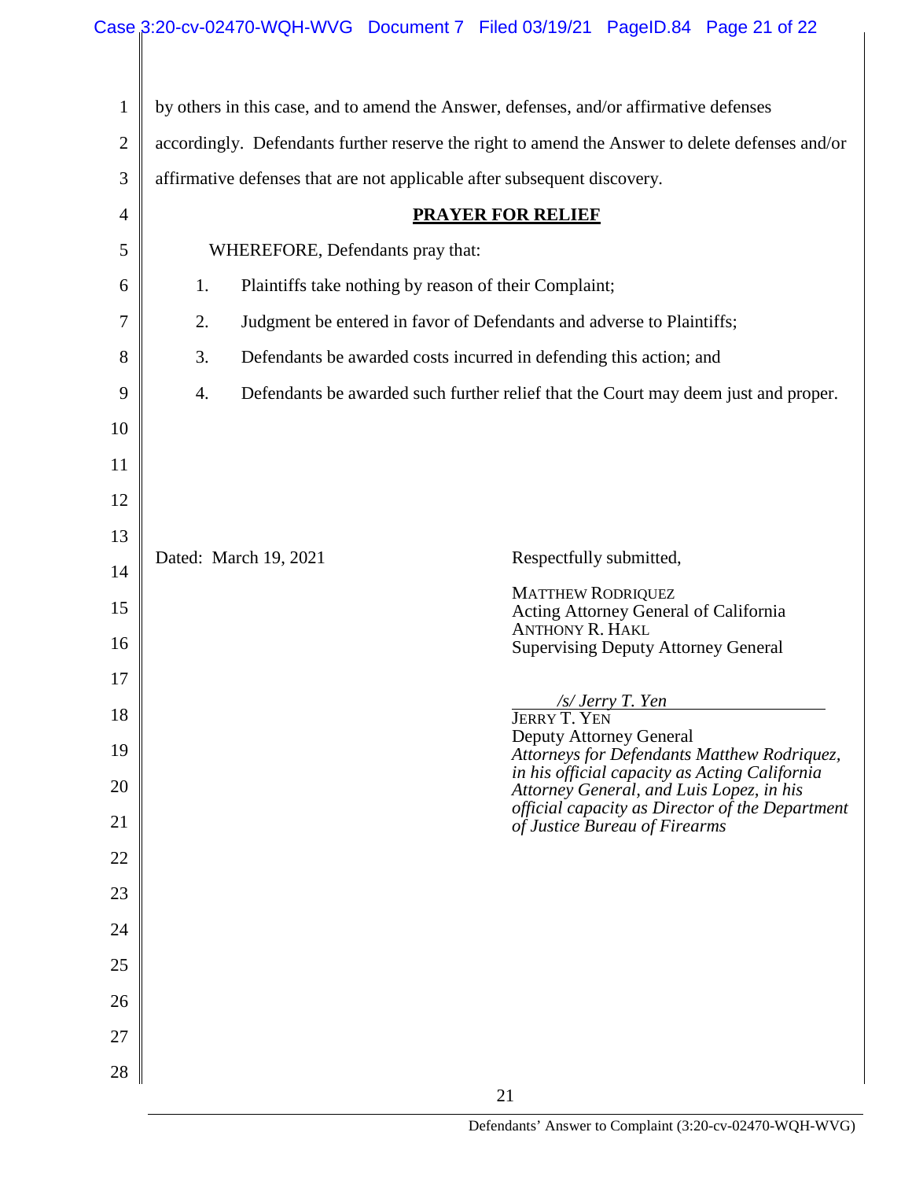by others in this case, and to amend the Answer, defenses, and/or affirmative defenses accordingly. Defendants further reserve the right to amend the Answer to delete defenses and/or affirmative defenses that are not applicable after subsequent discovery.

## PRAYER FOR RELIEF

WHEREFORE, Defendants pray that:

1. Plaintiffs take nothing by reason of their Complaint;
2. Judgment be entered in favor of Defendants and adverse to Plaintiffs;
3. Defendants be awarded costs incurred in defending this action; and
4. Defendants be awarded such further relief that the Court may deem just and proper.

Dated: March 19, 2021

Respectfully submitted,

MATTHEW RODRIQUEZ
Acting Attorney General of California
ANTHONY R. HAKL
Supervising Deputy Attorney General

*/s/ Jerry T. Yen*
JERRY T. YEN
Deputy Attorney General
*Attorneys for Defendants Matthew Rodriquez, in his official capacity as Acting California Attorney General, and Luis Lopez, in his official capacity as Director of the Department of Justice Bureau of Firearms*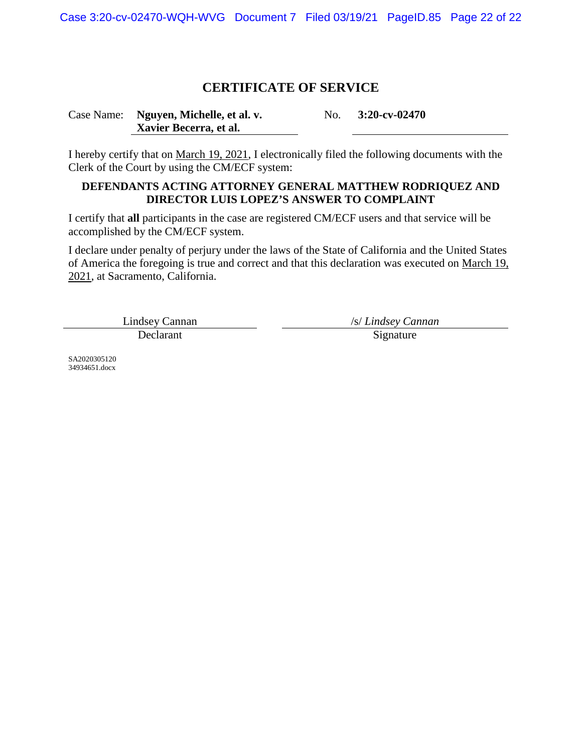## CERTIFICATE OF SERVICE

Case Name: **Nguyen, Michelle, et al. v. Xavier Becerra, et al.** No. **3:20-cv-02470**

I hereby certify that on March 19, 2021, I electronically filed the following documents with the Clerk of the Court by using the CM/ECF system:

**DEFENDANTS ACTING ATTORNEY GENERAL MATTHEW RODRIQUEZ AND DIRECTOR LUIS LOPEZ'S ANSWER TO COMPLAINT**

I certify that **all** participants in the case are registered CM/ECF users and that service will be accomplished by the CM/ECF system.

I declare under penalty of perjury under the laws of the State of California and the United States of America the foregoing is true and correct and that this declaration was executed on March 19, 2021, at Sacramento, California.

| | |
|---|---|
| Lindsey Cannan | /s/ *Lindsey Cannan* |
| Declarant | Signature |

SA2020305120
34934651.docx